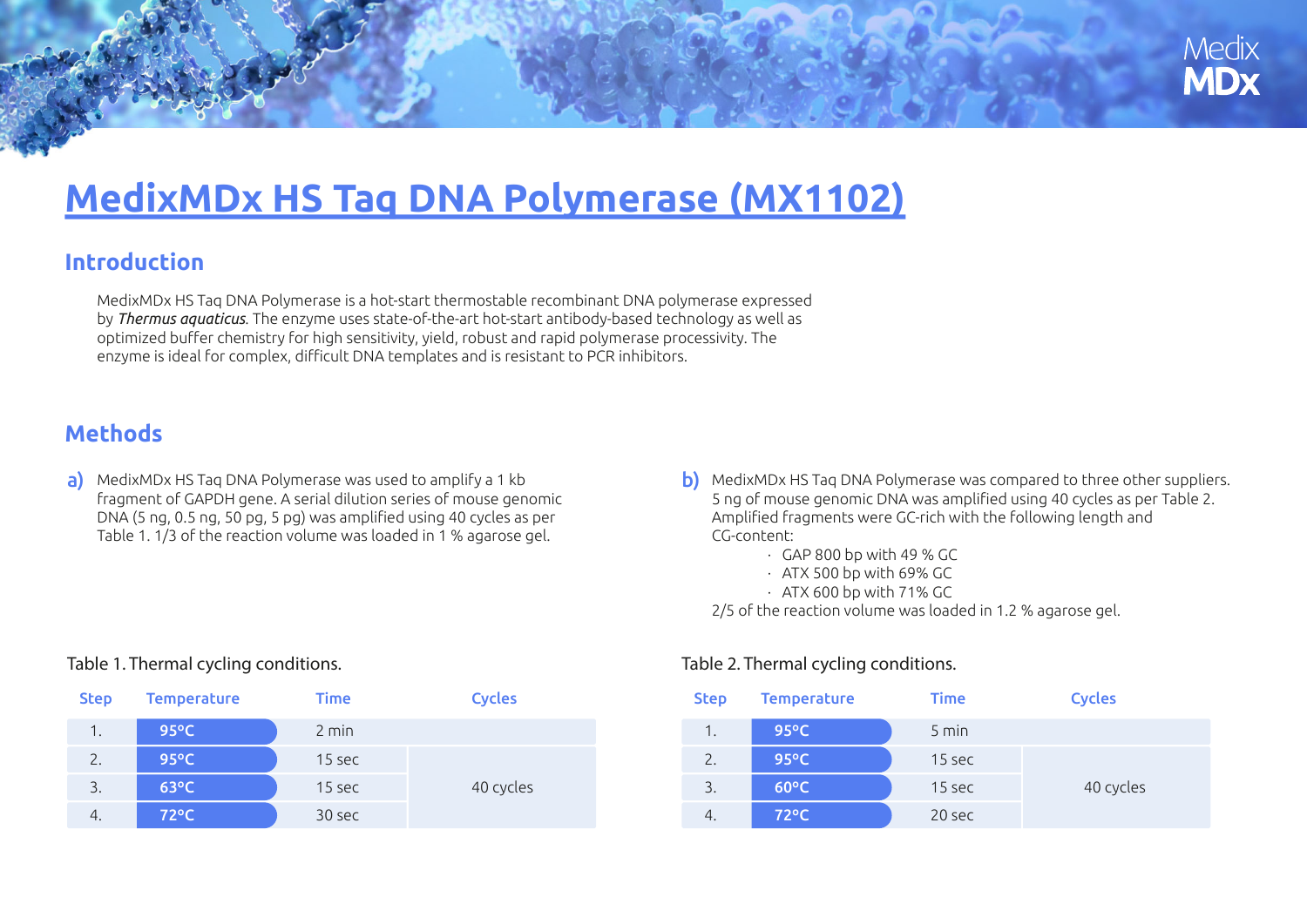# MedixMDx HS Taq DNA Polymerase (MX1102)

## Introduction

MedixMDx HS Taq DNA Polymerase is a hot-start thermostable recombinant DNA polymerase expressed by *Thermus aquaticus*. The enzyme uses state-of-the-art hot-start antibody-based technology as well as optimized buffer chemistry for high sensitivity, yield, robust and rapid polymerase processivity. The enzyme is ideal for complex, difficult DNA templates and is resistant to PCR inhibitors.

## Methods

**a)** MedixMDx HS Taq DNA Polymerase was used to amplify a 1 kb fragment of GAPDH gene. A serial dilution series of mouse genomic DNA (5 ng, 0.5 ng, 50 pg, 5 pg) was amplified using 40 cycles as per Table 1. 1/3 of the reaction volume was loaded in 1 % agarose gel.

Table 1. Thermal cycling conditions.

| Step | Temperature | Time | Cycles |
|---|---|---|---|
| 1. | 95°C | 2 min | |
| 2. | 95°C | 15 sec | 40 cycles |
| 3. | 63°C | 15 sec | |
| 4. | 72°C | 30 sec | |

**b)** MedixMDx HS Taq DNA Polymerase was compared to three other suppliers. 5 ng of mouse genomic DNA was amplified using 40 cycles as per Table 2. Amplified fragments were GC-rich with the following length and CG-content:

- GAP 800 bp with 49 % GC
- ATX 500 bp with 69% GC
- ATX 600 bp with 71% GC

2/5 of the reaction volume was loaded in 1.2 % agarose gel.

Table 2. Thermal cycling conditions.

| Step | Temperature | Time | Cycles |
|---|---|---|---|
| 1. | 95°C | 5 min | |
| 2. | 95°C | 15 sec | 40 cycles |
| 3. | 60°C | 15 sec | |
| 4. | 72°C | 20 sec | |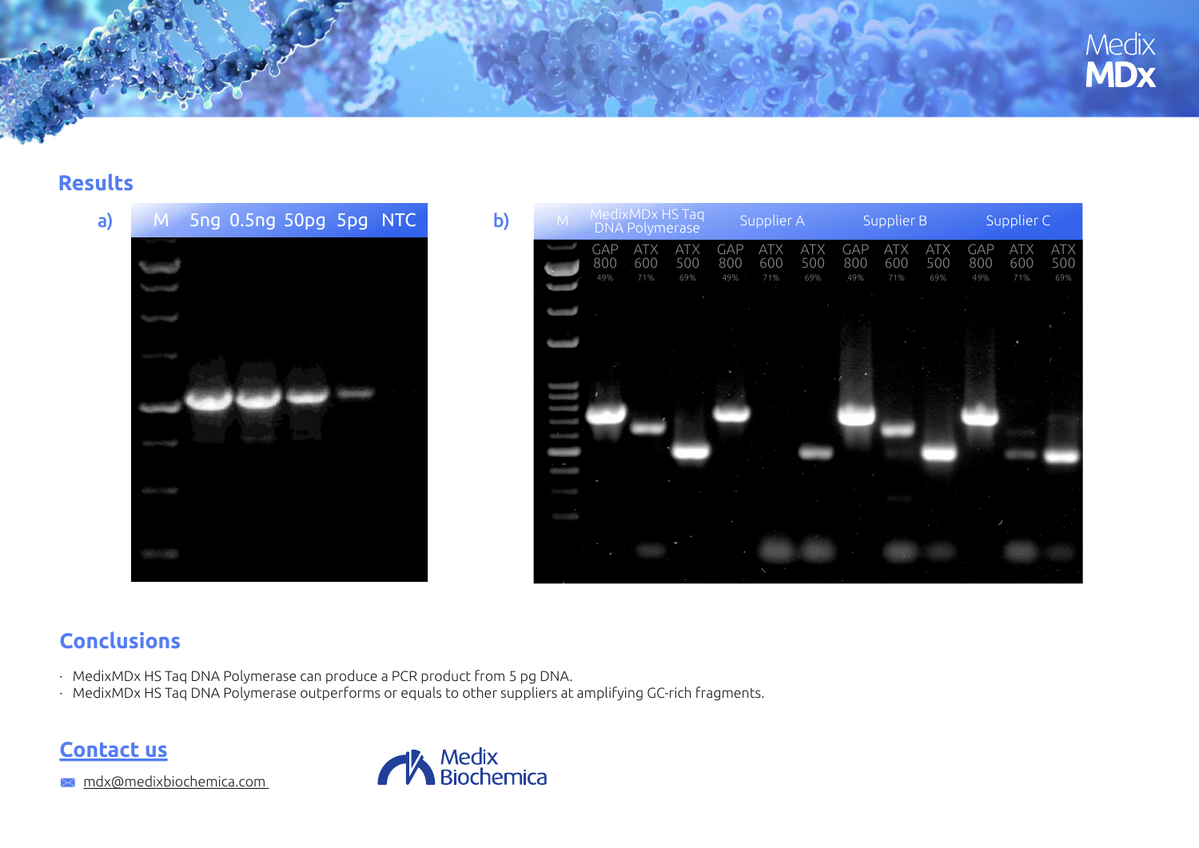## Results

a)

M 5ng 0.5ng 50pg 5pg NTC

b)

M

MedixMDx HS Taq DNA Polymerase

Supplier A

Supplier B

Supplier C

GAP 800 49%
ATX 600 71%
ATX 500 69%
GAP 800 49%
ATX 600 71%
ATX 500 69%
GAP 800 49%
ATX 600 71%
ATX 500 69%
GAP 800 49%
ATX 600 71%
ATX 500 69%

## Conclusions

- MedixMDx HS Taq DNA Polymerase can produce a PCR product from 5 pg DNA.
- MedixMDx HS Taq DNA Polymerase outperforms or equals to other suppliers at amplifying GC-rich fragments.

## Contact us

mdx@medixbiochemica.com

Medix Biochemica